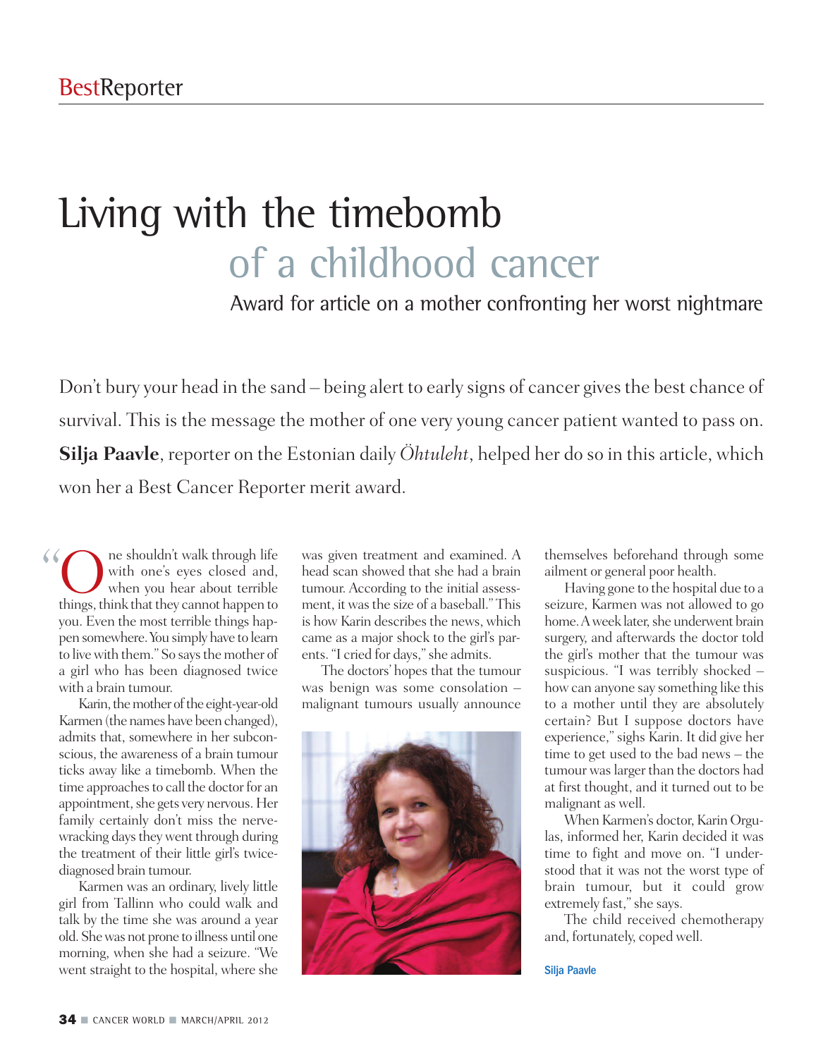# Living with the timebomb of a childhood cancer

## Award for article on a mother confronting her worst nightmare

Don't bury your head in the sand – being alert to early signs of cancer gives the best chance of survival. This is the message the mother of one very young cancer patient wanted to pass on. **Silja Paavle**, reporter on the Estonian daily *Õhtuleht*, helped her do so in this article, which won her a Best Cancer Reporter merit award.

"One shouldn't walk through life with one's eyes closed and, when you hear about terrible things, think that they cannot happen to you. Even the most terrible things happen somewhere. You simply have to learn to live with them." So says the mother of a girl who has been diagnosed twice with a brain tumour.

Karin, the mother of the eight-year-old Karmen (the names have been changed), admits that, somewhere in her subconscious, the awareness of a brain tumour ticks away like a timebomb. When the time approaches to call the doctor for an appointment, she gets very nervous. Her family certainly don't miss the nerve-wracking days they went through during the treatment of their little girl's twice-diagnosed brain tumour.

Karmen was an ordinary, lively little girl from Tallinn who could walk and talk by the time she was around a year old. She was not prone to illness until one morning, when she had a seizure. "We went straight to the hospital, where she was given treatment and examined. A head scan showed that she had a brain tumour. According to the initial assessment, it was the size of a baseball." This is how Karin describes the news, which came as a major shock to the girl's parents. "I cried for days," she admits.

The doctors' hopes that the tumour was benign was some consolation – malignant tumours usually announce themselves beforehand through some ailment or general poor health.

Having gone to the hospital due to a seizure, Karmen was not allowed to go home. A week later, she underwent brain surgery, and afterwards the doctor told the girl's mother that the tumour was suspicious. "I was terribly shocked – how can anyone say something like this to a mother until they are absolutely certain? But I suppose doctors have experience," sighs Karin. It did give her time to get used to the bad news – the tumour was larger than the doctors had at first thought, and it turned out to be malignant as well.

When Karmen's doctor, Karin Orgulas, informed her, Karin decided it was time to fight and move on. "I understood that it was not the worst type of brain tumour, but it could grow extremely fast," she says.

The child received chemotherapy and, fortunately, coped well.

Silja Paavle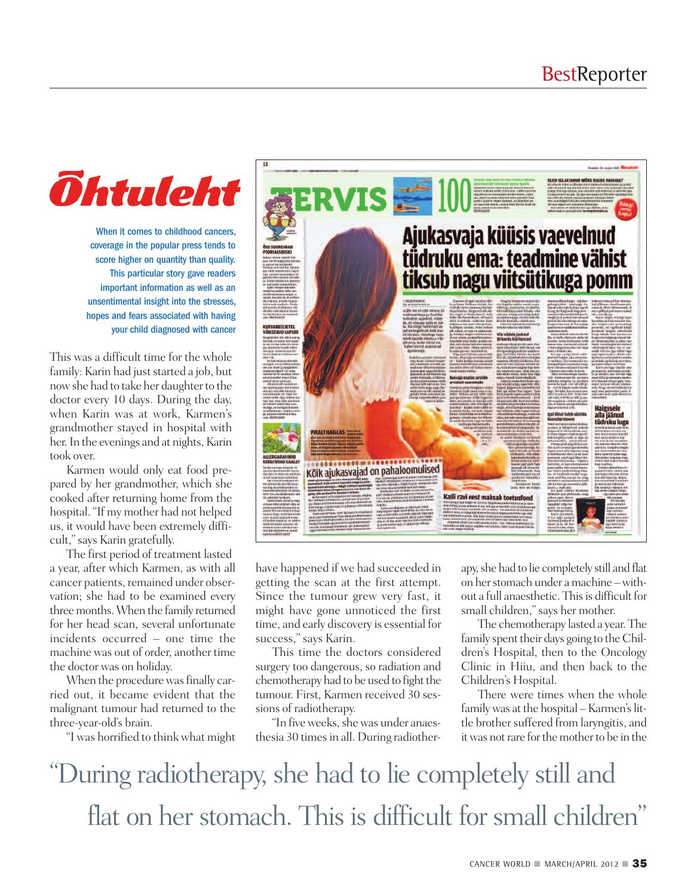Õhtuleht

When it comes to childhood cancers, coverage in the popular press tends to score higher on quantity than quality. This particular story gave readers important information as well as an unsentimental insight into the stresses, hopes and fears associated with having your child diagnosed with cancer

This was a difficult time for the whole family: Karin had just started a job, but now she had to take her daughter to the doctor every 10 days. During the day, when Karin was at work, Karmen's grandmother stayed in hospital with her. In the evenings and at nights, Karin took over.

Karmen would only eat food prepared by her grandmother, which she cooked after returning home from the hospital. "If my mother had not helped us, it would have been extremely difficult," says Karin gratefully.

The first period of treatment lasted a year, after which Karmen, as with all cancer patients, remained under observation; she had to be examined every three months. When the family returned for her head scan, several unfortunate incidents occurred – one time the machine was out of order, another time the doctor was on holiday.

When the procedure was finally carried out, it became evident that the malignant tumour had returned to the three-year-old's brain.

"I was horrified to think what might have happened if we had succeeded in getting the scan at the first attempt. Since the tumour grew very fast, it might have gone unnoticed the first time, and early discovery is essential for success," says Karin.

This time the doctors considered surgery too dangerous, so radiation and chemotherapy had to be used to fight the tumour. First, Karmen received 30 sessions of radiotherapy.

"In five weeks, she was under anaesthesia 30 times in all. During radiotherapy, she had to lie completely still and flat on her stomach under a machine – without a full anaesthetic. This is difficult for small children," says her mother.

The chemotherapy lasted a year. The family spent their days going to the Children's Hospital, then to the Oncology Clinic in Hiiu, and then back to the Children's Hospital.

There were times when the whole family was at the hospital – Karmen's little brother suffered from laryngitis, and it was not rare for the mother to be in the

> "During radiotherapy, she had to lie completely still and flat on her stomach. This is difficult for small children"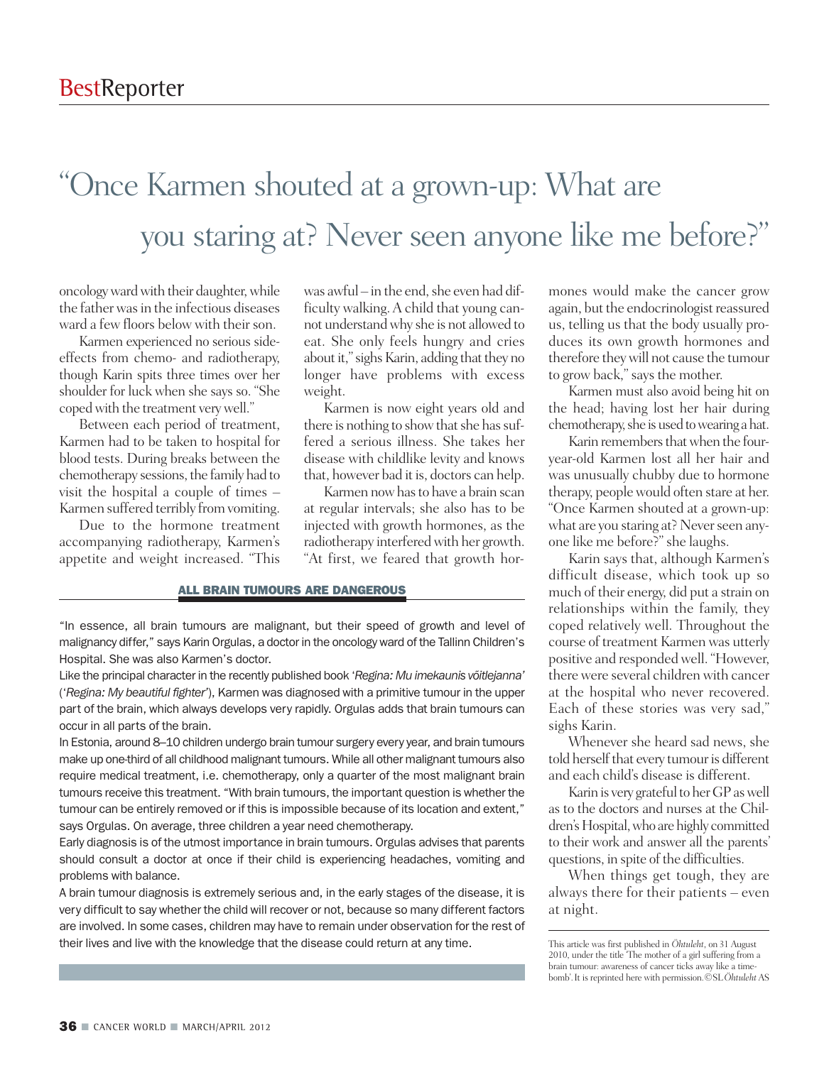# "Once Karmen shouted at a grown-up: What are you staring at? Never seen anyone like me before?"

oncology ward with their daughter, while the father was in the infectious diseases ward a few floors below with their son.

Karmen experienced no serious side-effects from chemo- and radiotherapy, though Karin spits three times over her shoulder for luck when she says so. "She coped with the treatment very well."

Between each period of treatment, Karmen had to be taken to hospital for blood tests. During breaks between the chemotherapy sessions, the family had to visit the hospital a couple of times – Karmen suffered terribly from vomiting.

Due to the hormone treatment accompanying radiotherapy, Karmen's appetite and weight increased. "This was awful – in the end, she even had difficulty walking. A child that young cannot understand why she is not allowed to eat. She only feels hungry and cries about it," sighs Karin, adding that they no longer have problems with excess weight.

Karmen is now eight years old and there is nothing to show that she has suffered a serious illness. She takes her disease with childlike levity and knows that, however bad it is, doctors can help.

Karmen now has to have a brain scan at regular intervals; she also has to be injected with growth hormones, as the radiotherapy interfered with her growth. "At first, we feared that growth hormones would make the cancer grow again, but the endocrinologist reassured us, telling us that the body usually produces its own growth hormones and therefore they will not cause the tumour to grow back," says the mother.

Karmen must also avoid being hit on the head; having lost her hair during chemotherapy, she is used to wearing a hat.

Karin remembers that when the four-year-old Karmen lost all her hair and was unusually chubby due to hormone therapy, people would often stare at her. "Once Karmen shouted at a grown-up: what are you staring at? Never seen anyone like me before?" she laughs.

Karin says that, although Karmen's difficult disease, which took up so much of their energy, did put a strain on relationships within the family, they coped relatively well. Throughout the course of treatment Karmen was utterly positive and responded well. "However, there were several children with cancer at the hospital who never recovered. Each of these stories was very sad," sighs Karin.

Whenever she heard sad news, she told herself that every tumour is different and each child's disease is different.

Karin is very grateful to her GP as well as to the doctors and nurses at the Children's Hospital, who are highly committed to their work and answer all the parents' questions, in spite of the difficulties.

When things get tough, they are always there for their patients – even at night.

## ALL BRAIN TUMOURS ARE DANGEROUS

"In essence, all brain tumours are malignant, but their speed of growth and level of malignancy differ," says Karin Orgulas, a doctor in the oncology ward of the Tallinn Children's Hospital. She was also Karmen's doctor.

Like the principal character in the recently published book '*Regina: Mu imekaunis võitlejanna*' ('*Regina: My beautiful fighter*'), Karmen was diagnosed with a primitive tumour in the upper part of the brain, which always develops very rapidly. Orgulas adds that brain tumours can occur in all parts of the brain.

In Estonia, around 8–10 children undergo brain tumour surgery every year, and brain tumours make up one-third of all childhood malignant tumours. While all other malignant tumours also require medical treatment, i.e. chemotherapy, only a quarter of the most malignant brain tumours receive this treatment. "With brain tumours, the important question is whether the tumour can be entirely removed or if this is impossible because of its location and extent," says Orgulas. On average, three children a year need chemotherapy.

Early diagnosis is of the utmost importance in brain tumours. Orgulas advises that parents should consult a doctor at once if their child is experiencing headaches, vomiting and problems with balance.

A brain tumour diagnosis is extremely serious and, in the early stages of the disease, it is very difficult to say whether the child will recover or not, because so many different factors are involved. In some cases, children may have to remain under observation for the rest of their lives and live with the knowledge that the disease could return at any time.

---

This article was first published in *Õhtuleht*, on 31 August 2010, under the title 'The mother of a girl suffering from a brain tumour: awareness of cancer ticks away like a time-bomb'. It is reprinted here with permission. ©SL *Õhtuleht* AS